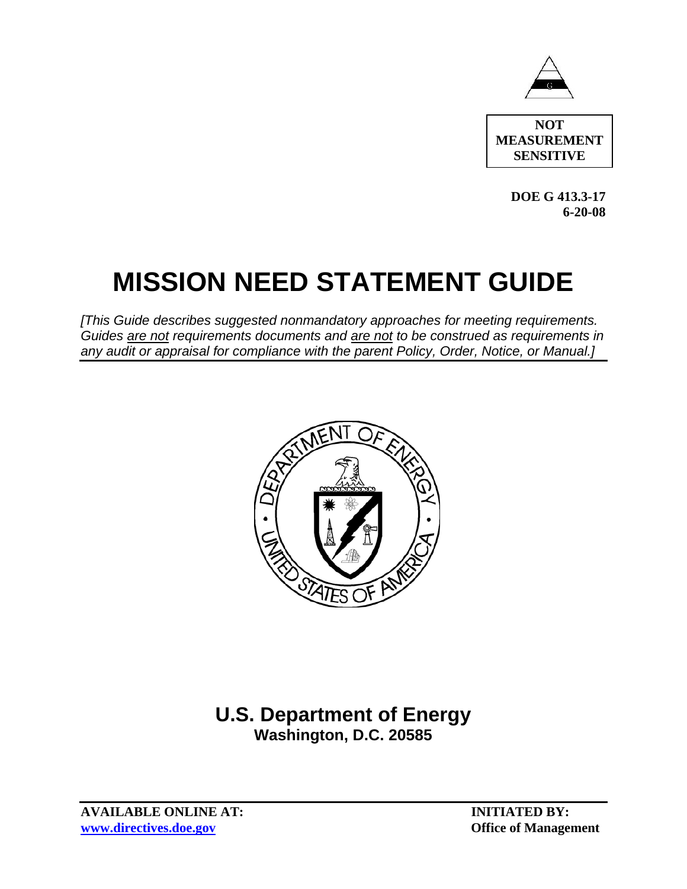**NOT MEASUREMENT SENSITIVE**

**DOE G 413.3-17**
**6-20-08**

# MISSION NEED STATEMENT GUIDE

*[This Guide describes suggested nonmandatory approaches for meeting requirements. Guides are not requirements documents and are not to be construed as requirements in any audit or appraisal for compliance with the parent Policy, Order, Notice, or Manual.]*

## U.S. Department of Energy
**Washington, D.C. 20585**

**AVAILABLE ONLINE AT:**
**www.directives.doe.gov**

**INITIATED BY:**
**Office of Management**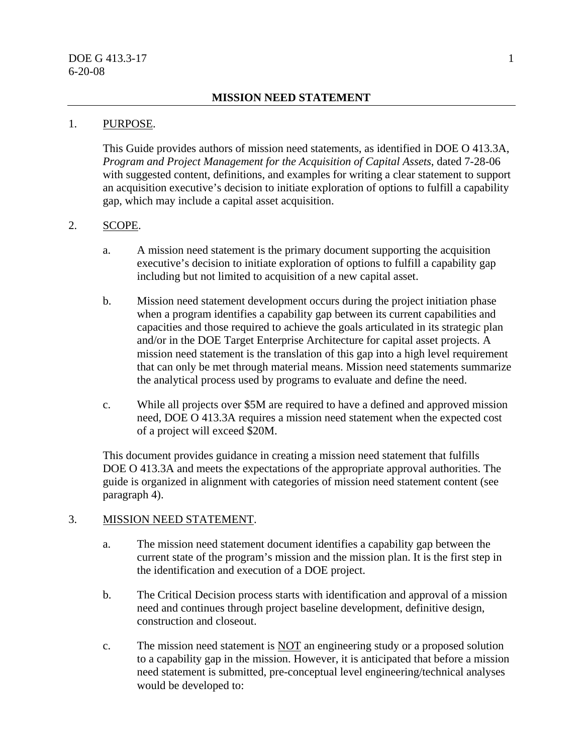## MISSION NEED STATEMENT

1. PURPOSE.

   This Guide provides authors of mission need statements, as identified in DOE O 413.3A, *Program and Project Management for the Acquisition of Capital Assets*, dated 7-28-06 with suggested content, definitions, and examples for writing a clear statement to support an acquisition executive's decision to initiate exploration of options to fulfill a capability gap, which may include a capital asset acquisition.

2. SCOPE.

   a. A mission need statement is the primary document supporting the acquisition executive's decision to initiate exploration of options to fulfill a capability gap including but not limited to acquisition of a new capital asset.

   b. Mission need statement development occurs during the project initiation phase when a program identifies a capability gap between its current capabilities and capacities and those required to achieve the goals articulated in its strategic plan and/or in the DOE Target Enterprise Architecture for capital asset projects. A mission need statement is the translation of this gap into a high level requirement that can only be met through material means. Mission need statements summarize the analytical process used by programs to evaluate and define the need.

   c. While all projects over $5M are required to have a defined and approved mission need, DOE O 413.3A requires a mission need statement when the expected cost of a project will exceed $20M.

   This document provides guidance in creating a mission need statement that fulfills DOE O 413.3A and meets the expectations of the appropriate approval authorities. The guide is organized in alignment with categories of mission need statement content (see paragraph 4).

3. MISSION NEED STATEMENT.

   a. The mission need statement document identifies a capability gap between the current state of the program's mission and the mission plan. It is the first step in the identification and execution of a DOE project.

   b. The Critical Decision process starts with identification and approval of a mission need and continues through project baseline development, definitive design, construction and closeout.

   c. The mission need statement is NOT an engineering study or a proposed solution to a capability gap in the mission. However, it is anticipated that before a mission need statement is submitted, pre-conceptual level engineering/technical analyses would be developed to: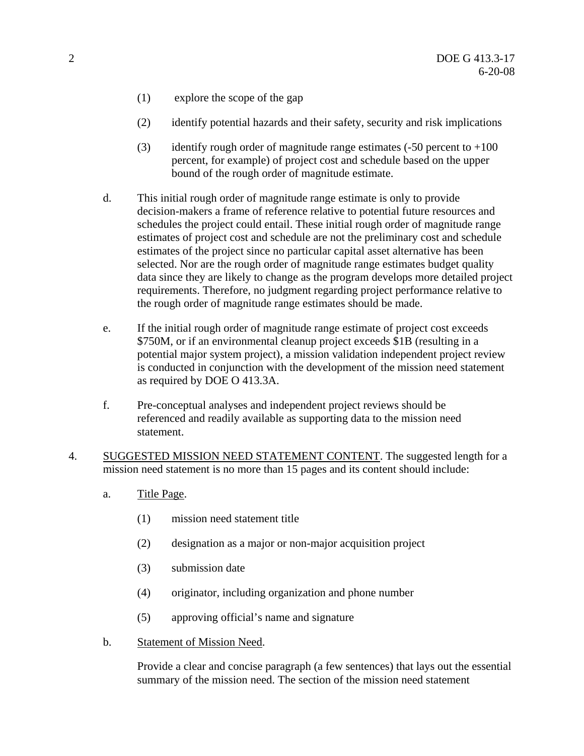(1) explore the scope of the gap

(2) identify potential hazards and their safety, security and risk implications

(3) identify rough order of magnitude range estimates (-50 percent to +100 percent, for example) of project cost and schedule based on the upper bound of the rough order of magnitude estimate.

d. This initial rough order of magnitude range estimate is only to provide decision-makers a frame of reference relative to potential future resources and schedules the project could entail. These initial rough order of magnitude range estimates of project cost and schedule are not the preliminary cost and schedule estimates of the project since no particular capital asset alternative has been selected. Nor are the rough order of magnitude range estimates budget quality data since they are likely to change as the program develops more detailed project requirements. Therefore, no judgment regarding project performance relative to the rough order of magnitude range estimates should be made.

e. If the initial rough order of magnitude range estimate of project cost exceeds $750M, or if an environmental cleanup project exceeds $1B (resulting in a potential major system project), a mission validation independent project review is conducted in conjunction with the development of the mission need statement as required by DOE O 413.3A.

f. Pre-conceptual analyses and independent project reviews should be referenced and readily available as supporting data to the mission need statement.

4. SUGGESTED MISSION NEED STATEMENT CONTENT. The suggested length for a mission need statement is no more than 15 pages and its content should include:

a. Title Page.

(1) mission need statement title

(2) designation as a major or non-major acquisition project

(3) submission date

(4) originator, including organization and phone number

(5) approving official's name and signature

b. Statement of Mission Need.

Provide a clear and concise paragraph (a few sentences) that lays out the essential summary of the mission need. The section of the mission need statement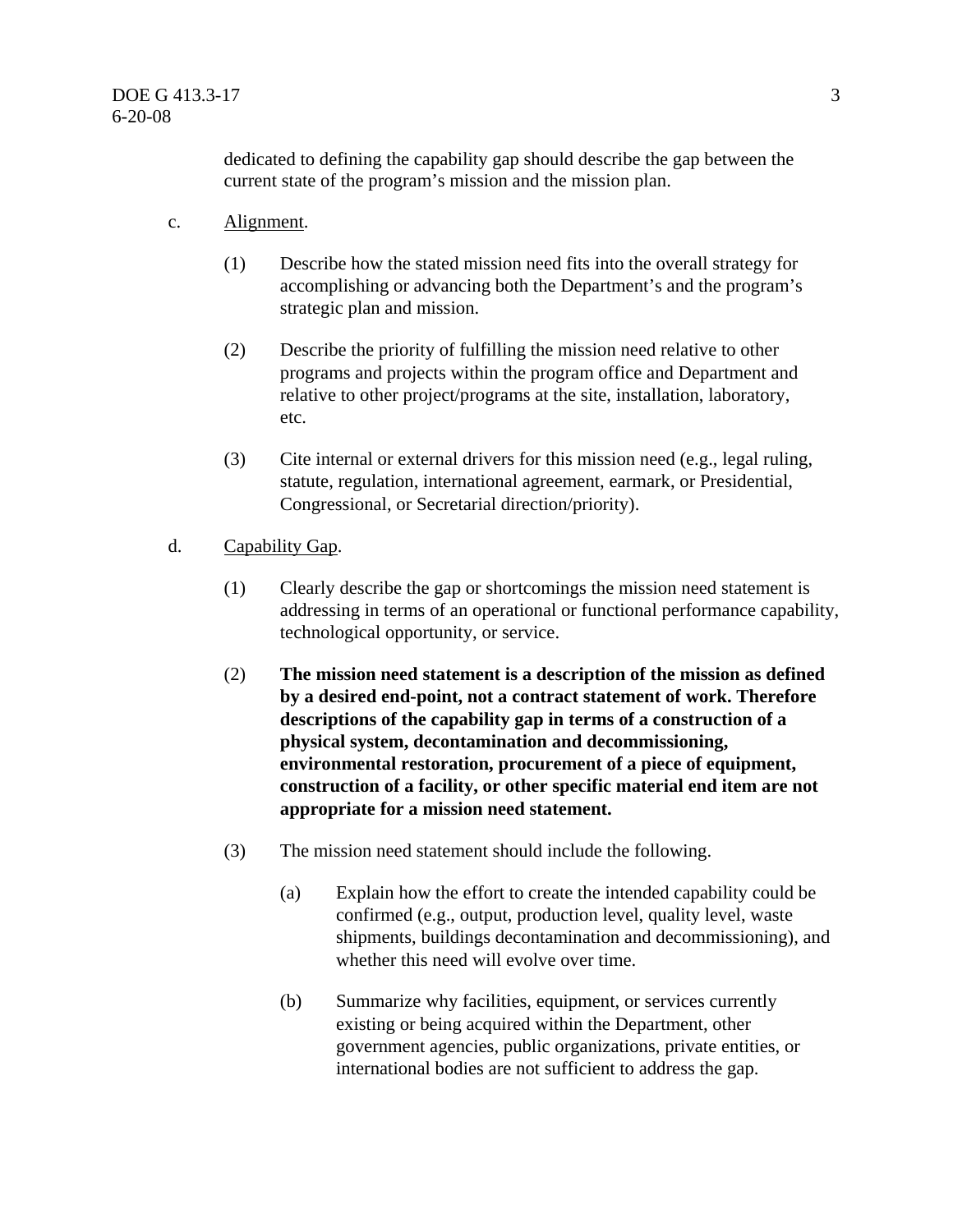dedicated to defining the capability gap should describe the gap between the current state of the program's mission and the mission plan.

c. Alignment.

(1) Describe how the stated mission need fits into the overall strategy for accomplishing or advancing both the Department's and the program's strategic plan and mission.

(2) Describe the priority of fulfilling the mission need relative to other programs and projects within the program office and Department and relative to other project/programs at the site, installation, laboratory, etc.

(3) Cite internal or external drivers for this mission need (e.g., legal ruling, statute, regulation, international agreement, earmark, or Presidential, Congressional, or Secretarial direction/priority).

d. Capability Gap.

(1) Clearly describe the gap or shortcomings the mission need statement is addressing in terms of an operational or functional performance capability, technological opportunity, or service.

(2) **The mission need statement is a description of the mission as defined by a desired end-point, not a contract statement of work. Therefore descriptions of the capability gap in terms of a construction of a physical system, decontamination and decommissioning, environmental restoration, procurement of a piece of equipment, construction of a facility, or other specific material end item are not appropriate for a mission need statement.**

(3) The mission need statement should include the following.

(a) Explain how the effort to create the intended capability could be confirmed (e.g., output, production level, quality level, waste shipments, buildings decontamination and decommissioning), and whether this need will evolve over time.

(b) Summarize why facilities, equipment, or services currently existing or being acquired within the Department, other government agencies, public organizations, private entities, or international bodies are not sufficient to address the gap.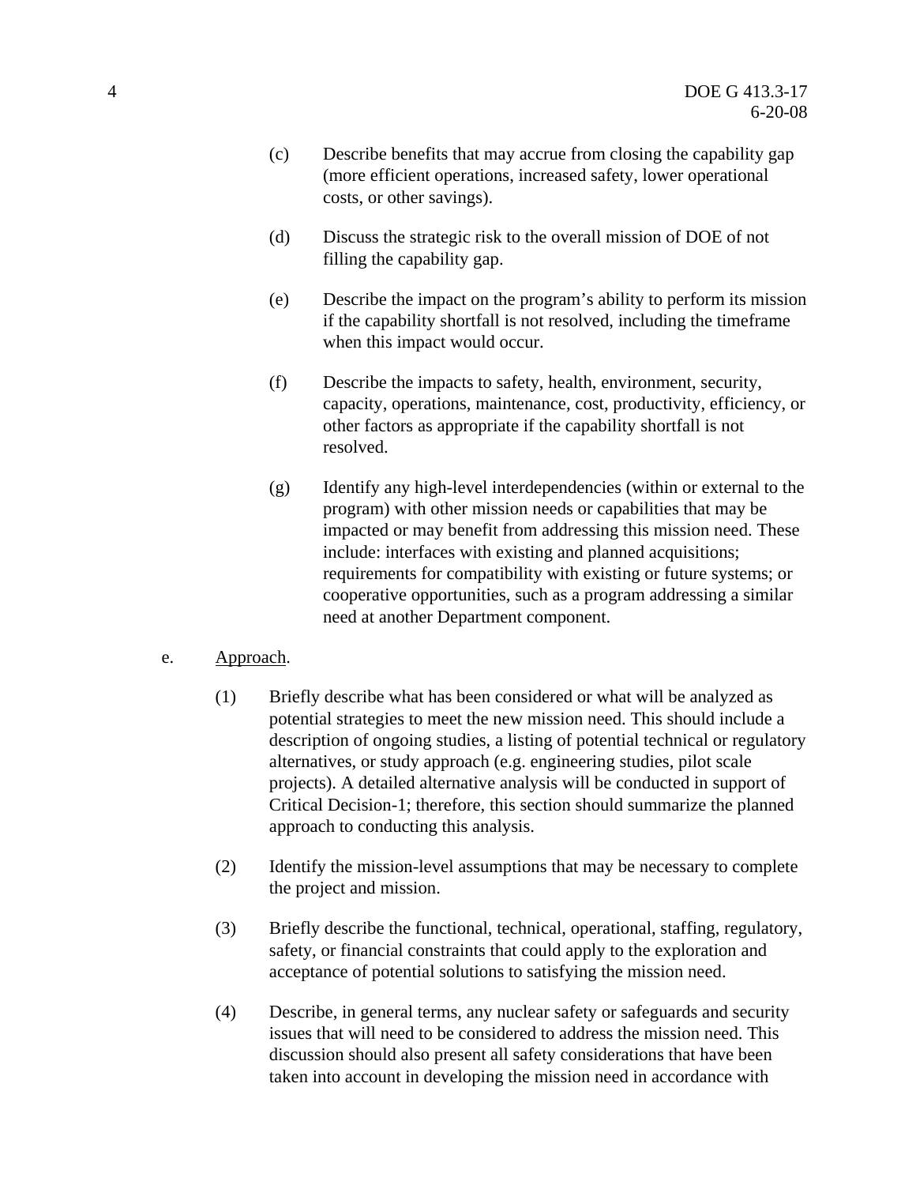(c) Describe benefits that may accrue from closing the capability gap (more efficient operations, increased safety, lower operational costs, or other savings).

(d) Discuss the strategic risk to the overall mission of DOE of not filling the capability gap.

(e) Describe the impact on the program's ability to perform its mission if the capability shortfall is not resolved, including the timeframe when this impact would occur.

(f) Describe the impacts to safety, health, environment, security, capacity, operations, maintenance, cost, productivity, efficiency, or other factors as appropriate if the capability shortfall is not resolved.

(g) Identify any high-level interdependencies (within or external to the program) with other mission needs or capabilities that may be impacted or may benefit from addressing this mission need. These include: interfaces with existing and planned acquisitions; requirements for compatibility with existing or future systems; or cooperative opportunities, such as a program addressing a similar need at another Department component.

e. Approach.

(1) Briefly describe what has been considered or what will be analyzed as potential strategies to meet the new mission need. This should include a description of ongoing studies, a listing of potential technical or regulatory alternatives, or study approach (e.g. engineering studies, pilot scale projects). A detailed alternative analysis will be conducted in support of Critical Decision-1; therefore, this section should summarize the planned approach to conducting this analysis.

(2) Identify the mission-level assumptions that may be necessary to complete the project and mission.

(3) Briefly describe the functional, technical, operational, staffing, regulatory, safety, or financial constraints that could apply to the exploration and acceptance of potential solutions to satisfying the mission need.

(4) Describe, in general terms, any nuclear safety or safeguards and security issues that will need to be considered to address the mission need. This discussion should also present all safety considerations that have been taken into account in developing the mission need in accordance with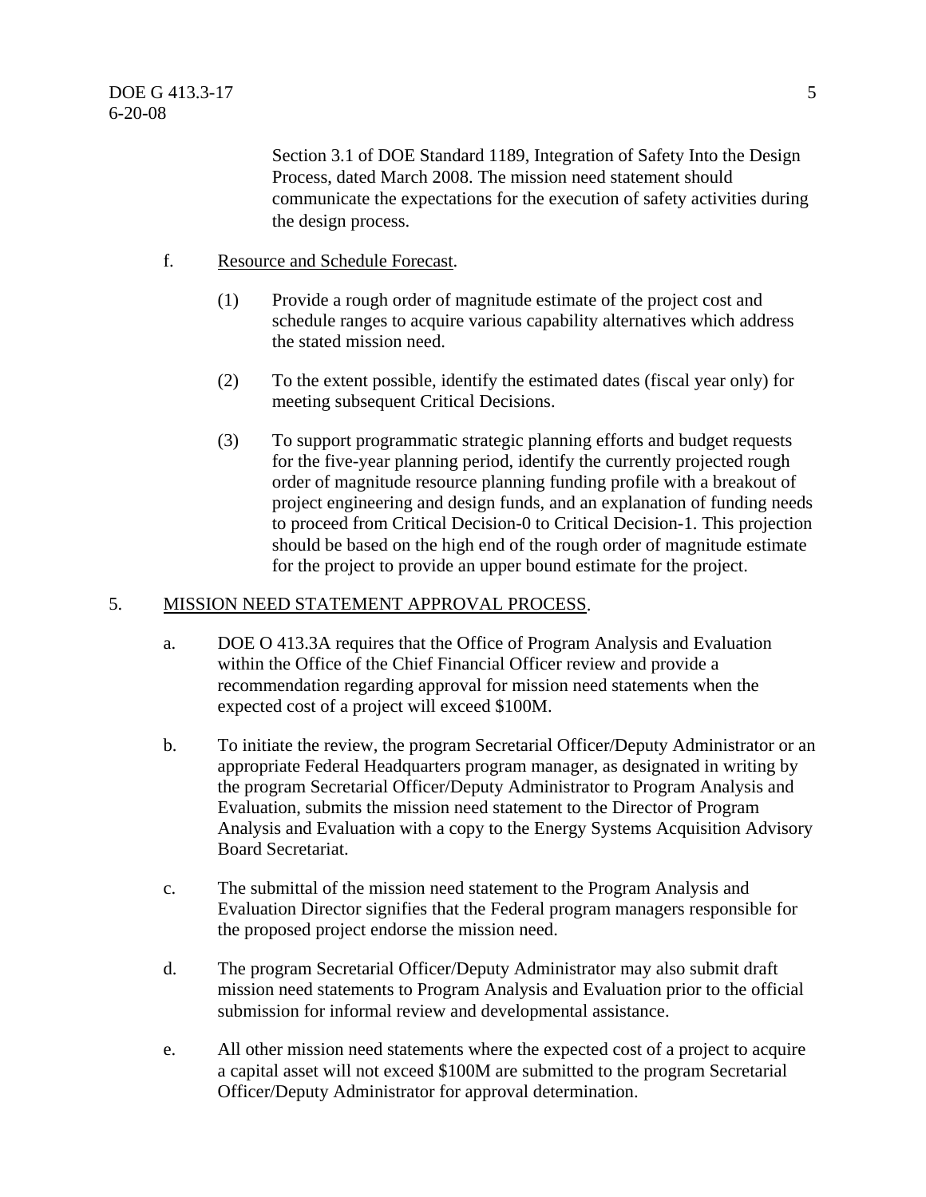Section 3.1 of DOE Standard 1189, Integration of Safety Into the Design Process, dated March 2008. The mission need statement should communicate the expectations for the execution of safety activities during the design process.

f. Resource and Schedule Forecast.

(1) Provide a rough order of magnitude estimate of the project cost and schedule ranges to acquire various capability alternatives which address the stated mission need.

(2) To the extent possible, identify the estimated dates (fiscal year only) for meeting subsequent Critical Decisions.

(3) To support programmatic strategic planning efforts and budget requests for the five-year planning period, identify the currently projected rough order of magnitude resource planning funding profile with a breakout of project engineering and design funds, and an explanation of funding needs to proceed from Critical Decision-0 to Critical Decision-1. This projection should be based on the high end of the rough order of magnitude estimate for the project to provide an upper bound estimate for the project.

## 5. MISSION NEED STATEMENT APPROVAL PROCESS.

a. DOE O 413.3A requires that the Office of Program Analysis and Evaluation within the Office of the Chief Financial Officer review and provide a recommendation regarding approval for mission need statements when the expected cost of a project will exceed $100M.

b. To initiate the review, the program Secretarial Officer/Deputy Administrator or an appropriate Federal Headquarters program manager, as designated in writing by the program Secretarial Officer/Deputy Administrator to Program Analysis and Evaluation, submits the mission need statement to the Director of Program Analysis and Evaluation with a copy to the Energy Systems Acquisition Advisory Board Secretariat.

c. The submittal of the mission need statement to the Program Analysis and Evaluation Director signifies that the Federal program managers responsible for the proposed project endorse the mission need.

d. The program Secretarial Officer/Deputy Administrator may also submit draft mission need statements to Program Analysis and Evaluation prior to the official submission for informal review and developmental assistance.

e. All other mission need statements where the expected cost of a project to acquire a capital asset will not exceed $100M are submitted to the program Secretarial Officer/Deputy Administrator for approval determination.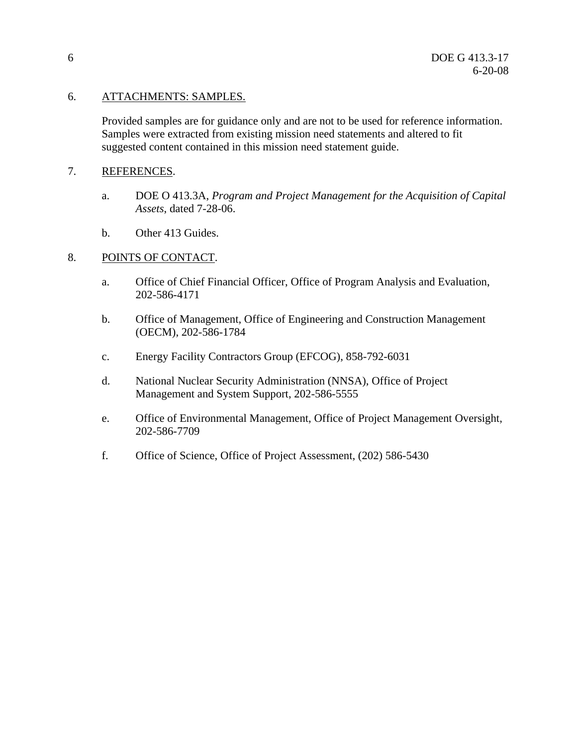6. ATTACHMENTS: SAMPLES.

Provided samples are for guidance only and are not to be used for reference information. Samples were extracted from existing mission need statements and altered to fit suggested content contained in this mission need statement guide.

7. REFERENCES.

   a. DOE O 413.3A, *Program and Project Management for the Acquisition of Capital Assets*, dated 7-28-06.

   b. Other 413 Guides.

8. POINTS OF CONTACT.

   a. Office of Chief Financial Officer, Office of Program Analysis and Evaluation, 202-586-4171

   b. Office of Management, Office of Engineering and Construction Management (OECM), 202-586-1784

   c. Energy Facility Contractors Group (EFCOG), 858-792-6031

   d. National Nuclear Security Administration (NNSA), Office of Project Management and System Support, 202-586-5555

   e. Office of Environmental Management, Office of Project Management Oversight, 202-586-7709

   f. Office of Science, Office of Project Assessment, (202) 586-5430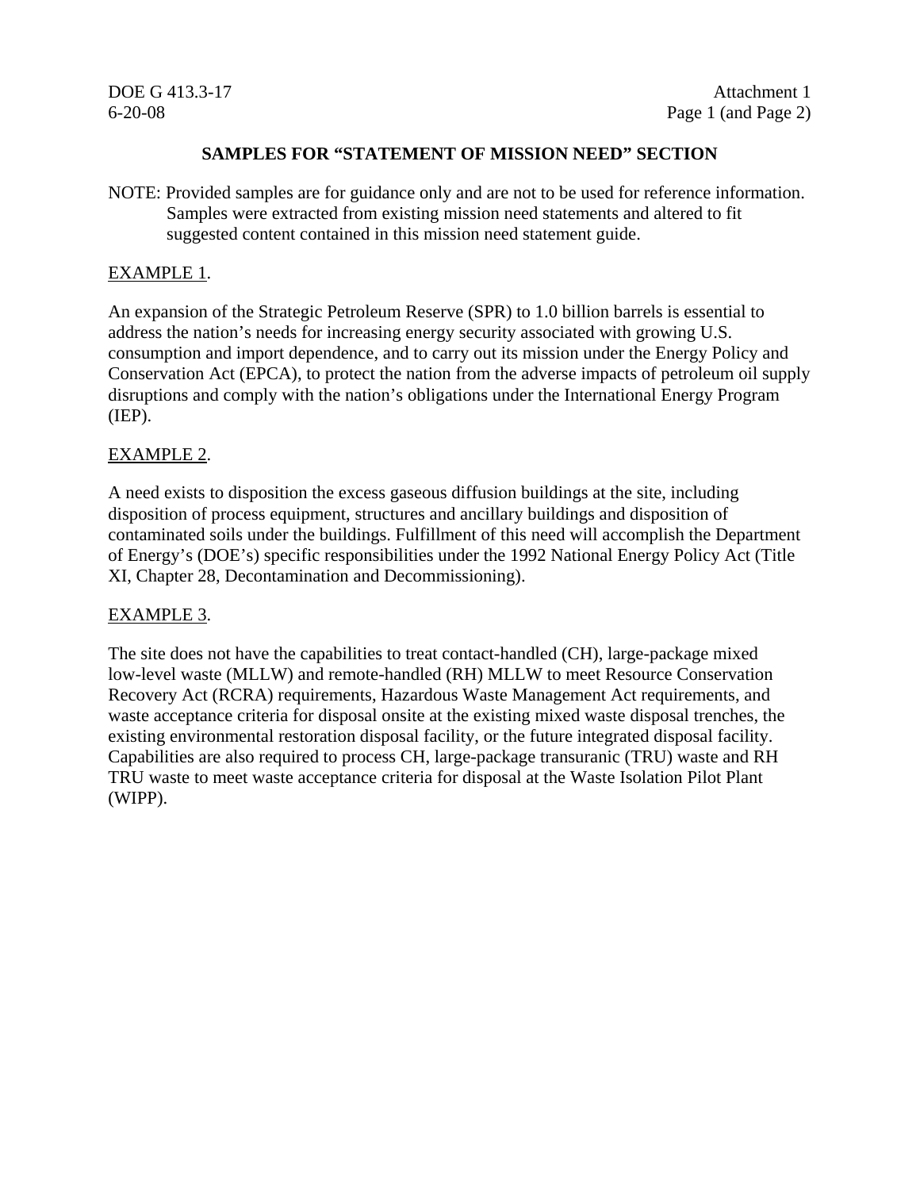## SAMPLES FOR "STATEMENT OF MISSION NEED" SECTION

NOTE: Provided samples are for guidance only and are not to be used for reference information. Samples were extracted from existing mission need statements and altered to fit suggested content contained in this mission need statement guide.

EXAMPLE 1.

An expansion of the Strategic Petroleum Reserve (SPR) to 1.0 billion barrels is essential to address the nation's needs for increasing energy security associated with growing U.S. consumption and import dependence, and to carry out its mission under the Energy Policy and Conservation Act (EPCA), to protect the nation from the adverse impacts of petroleum oil supply disruptions and comply with the nation's obligations under the International Energy Program (IEP).

EXAMPLE 2.

A need exists to disposition the excess gaseous diffusion buildings at the site, including disposition of process equipment, structures and ancillary buildings and disposition of contaminated soils under the buildings. Fulfillment of this need will accomplish the Department of Energy's (DOE's) specific responsibilities under the 1992 National Energy Policy Act (Title XI, Chapter 28, Decontamination and Decommissioning).

EXAMPLE 3.

The site does not have the capabilities to treat contact-handled (CH), large-package mixed low-level waste (MLLW) and remote-handled (RH) MLLW to meet Resource Conservation Recovery Act (RCRA) requirements, Hazardous Waste Management Act requirements, and waste acceptance criteria for disposal onsite at the existing mixed waste disposal trenches, the existing environmental restoration disposal facility, or the future integrated disposal facility. Capabilities are also required to process CH, large-package transuranic (TRU) waste and RH TRU waste to meet waste acceptance criteria for disposal at the Waste Isolation Pilot Plant (WIPP).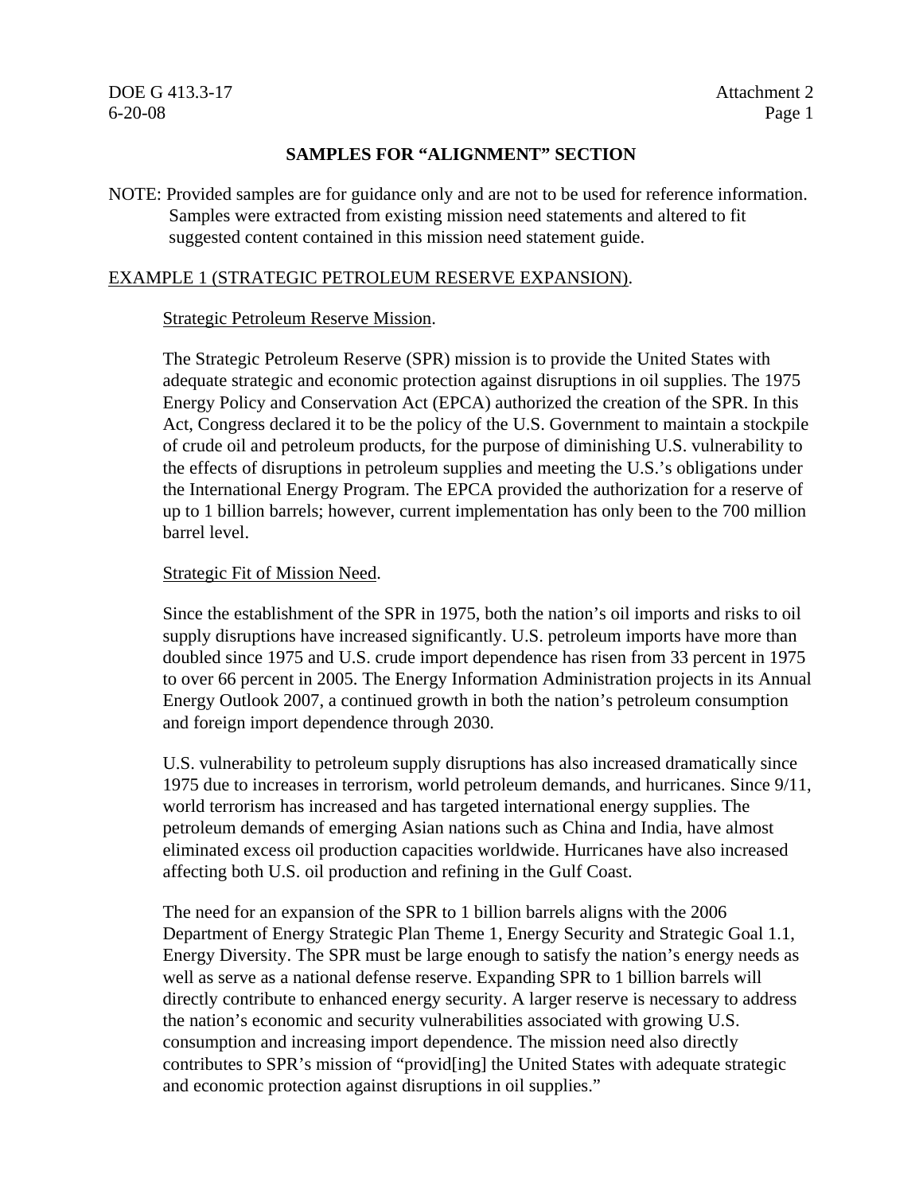## SAMPLES FOR "ALIGNMENT" SECTION

NOTE: Provided samples are for guidance only and are not to be used for reference information. Samples were extracted from existing mission need statements and altered to fit suggested content contained in this mission need statement guide.

### EXAMPLE 1 (STRATEGIC PETROLEUM RESERVE EXPANSION).

#### Strategic Petroleum Reserve Mission.

The Strategic Petroleum Reserve (SPR) mission is to provide the United States with adequate strategic and economic protection against disruptions in oil supplies. The 1975 Energy Policy and Conservation Act (EPCA) authorized the creation of the SPR. In this Act, Congress declared it to be the policy of the U.S. Government to maintain a stockpile of crude oil and petroleum products, for the purpose of diminishing U.S. vulnerability to the effects of disruptions in petroleum supplies and meeting the U.S.'s obligations under the International Energy Program. The EPCA provided the authorization for a reserve of up to 1 billion barrels; however, current implementation has only been to the 700 million barrel level.

#### Strategic Fit of Mission Need.

Since the establishment of the SPR in 1975, both the nation's oil imports and risks to oil supply disruptions have increased significantly. U.S. petroleum imports have more than doubled since 1975 and U.S. crude import dependence has risen from 33 percent in 1975 to over 66 percent in 2005. The Energy Information Administration projects in its Annual Energy Outlook 2007, a continued growth in both the nation's petroleum consumption and foreign import dependence through 2030.

U.S. vulnerability to petroleum supply disruptions has also increased dramatically since 1975 due to increases in terrorism, world petroleum demands, and hurricanes. Since 9/11, world terrorism has increased and has targeted international energy supplies. The petroleum demands of emerging Asian nations such as China and India, have almost eliminated excess oil production capacities worldwide. Hurricanes have also increased affecting both U.S. oil production and refining in the Gulf Coast.

The need for an expansion of the SPR to 1 billion barrels aligns with the 2006 Department of Energy Strategic Plan Theme 1, Energy Security and Strategic Goal 1.1, Energy Diversity. The SPR must be large enough to satisfy the nation's energy needs as well as serve as a national defense reserve. Expanding SPR to 1 billion barrels will directly contribute to enhanced energy security. A larger reserve is necessary to address the nation's economic and security vulnerabilities associated with growing U.S. consumption and increasing import dependence. The mission need also directly contributes to SPR's mission of "provid[ing] the United States with adequate strategic and economic protection against disruptions in oil supplies."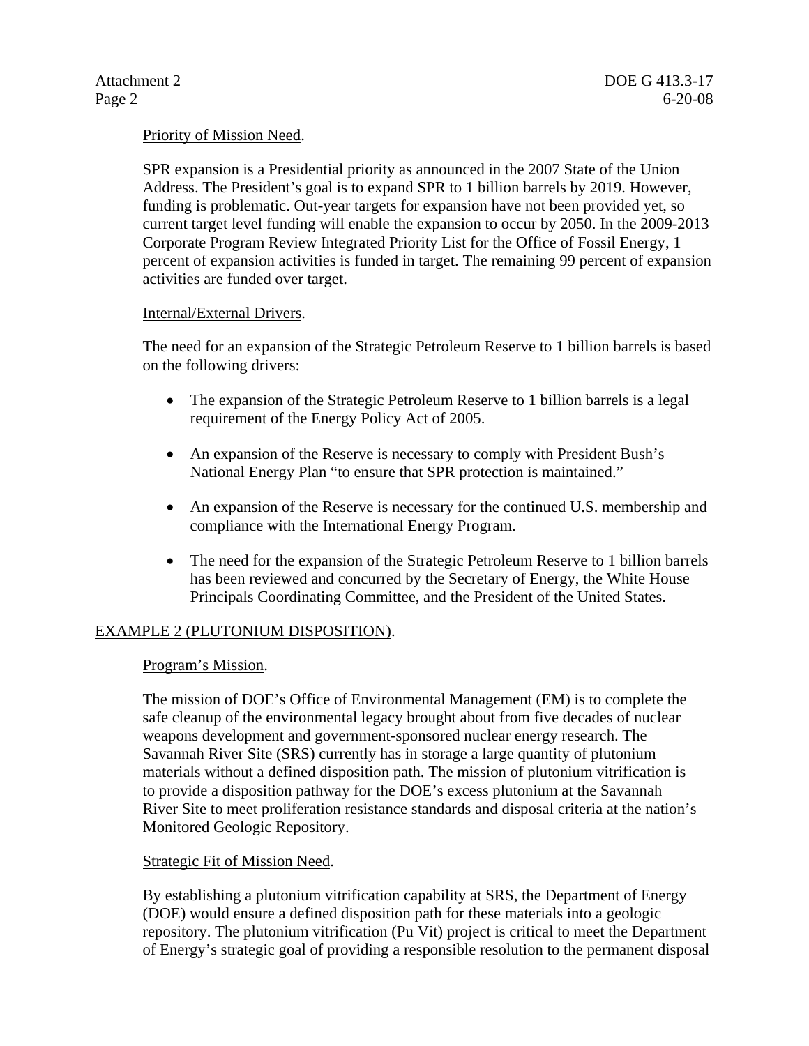Priority of Mission Need.

SPR expansion is a Presidential priority as announced in the 2007 State of the Union Address. The President's goal is to expand SPR to 1 billion barrels by 2019. However, funding is problematic. Out-year targets for expansion have not been provided yet, so current target level funding will enable the expansion to occur by 2050. In the 2009-2013 Corporate Program Review Integrated Priority List for the Office of Fossil Energy, 1 percent of expansion activities is funded in target. The remaining 99 percent of expansion activities are funded over target.

Internal/External Drivers.

The need for an expansion of the Strategic Petroleum Reserve to 1 billion barrels is based on the following drivers:

- The expansion of the Strategic Petroleum Reserve to 1 billion barrels is a legal requirement of the Energy Policy Act of 2005.
- An expansion of the Reserve is necessary to comply with President Bush's National Energy Plan "to ensure that SPR protection is maintained."
- An expansion of the Reserve is necessary for the continued U.S. membership and compliance with the International Energy Program.
- The need for the expansion of the Strategic Petroleum Reserve to 1 billion barrels has been reviewed and concurred by the Secretary of Energy, the White House Principals Coordinating Committee, and the President of the United States.

EXAMPLE 2 (PLUTONIUM DISPOSITION).

Program's Mission.

The mission of DOE's Office of Environmental Management (EM) is to complete the safe cleanup of the environmental legacy brought about from five decades of nuclear weapons development and government-sponsored nuclear energy research. The Savannah River Site (SRS) currently has in storage a large quantity of plutonium materials without a defined disposition path. The mission of plutonium vitrification is to provide a disposition pathway for the DOE's excess plutonium at the Savannah River Site to meet proliferation resistance standards and disposal criteria at the nation's Monitored Geologic Repository.

Strategic Fit of Mission Need.

By establishing a plutonium vitrification capability at SRS, the Department of Energy (DOE) would ensure a defined disposition path for these materials into a geologic repository. The plutonium vitrification (Pu Vit) project is critical to meet the Department of Energy's strategic goal of providing a responsible resolution to the permanent disposal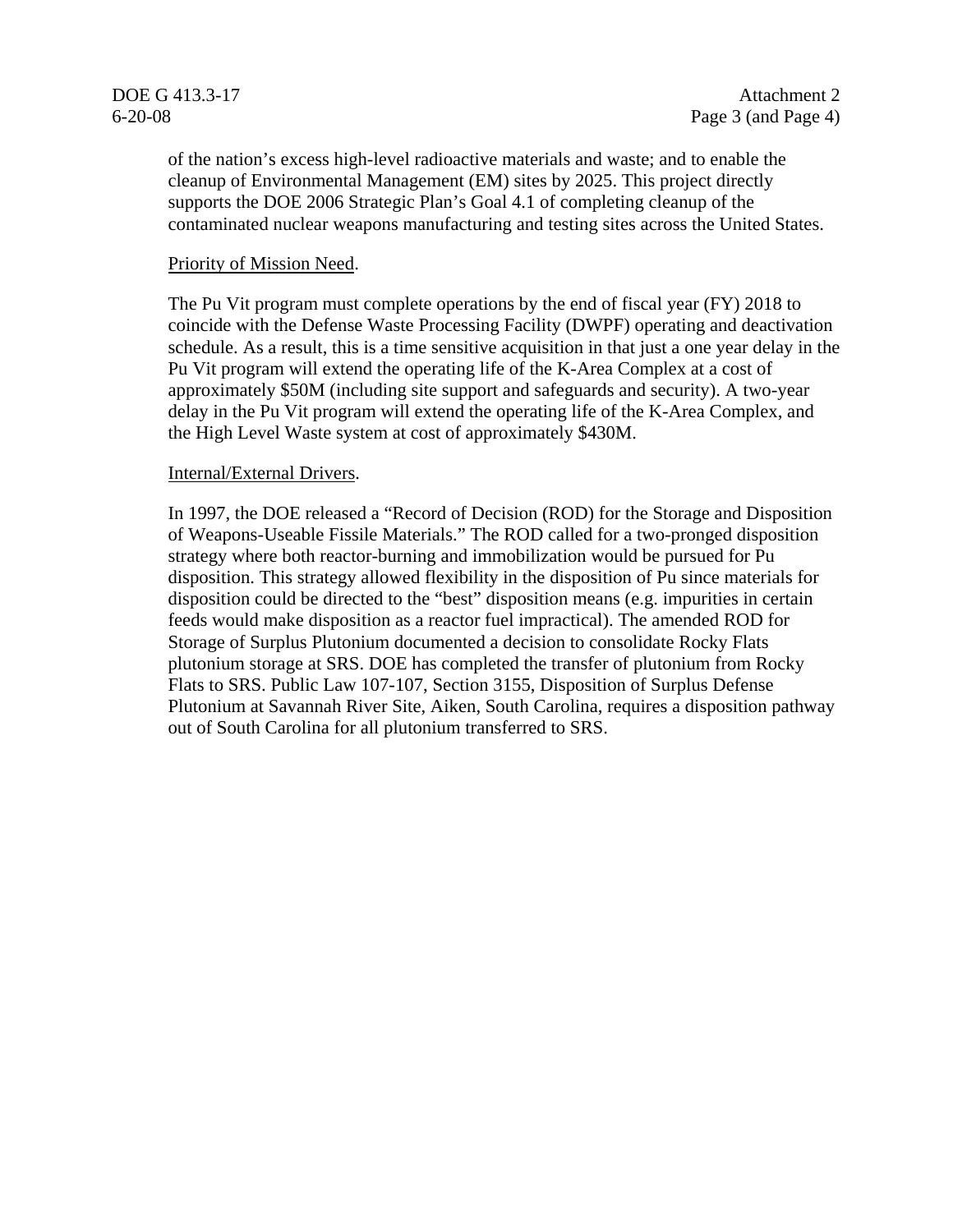of the nation's excess high-level radioactive materials and waste; and to enable the cleanup of Environmental Management (EM) sites by 2025. This project directly supports the DOE 2006 Strategic Plan's Goal 4.1 of completing cleanup of the contaminated nuclear weapons manufacturing and testing sites across the United States.

Priority of Mission Need.

The Pu Vit program must complete operations by the end of fiscal year (FY) 2018 to coincide with the Defense Waste Processing Facility (DWPF) operating and deactivation schedule. As a result, this is a time sensitive acquisition in that just a one year delay in the Pu Vit program will extend the operating life of the K-Area Complex at a cost of approximately $50M (including site support and safeguards and security). A two-year delay in the Pu Vit program will extend the operating life of the K-Area Complex, and the High Level Waste system at cost of approximately $430M.

Internal/External Drivers.

In 1997, the DOE released a "Record of Decision (ROD) for the Storage and Disposition of Weapons-Useable Fissile Materials." The ROD called for a two-pronged disposition strategy where both reactor-burning and immobilization would be pursued for Pu disposition. This strategy allowed flexibility in the disposition of Pus since materials for disposition could be directed to the "best" disposition means (e.g. impurities in certain feeds would make disposition as a reactor fuel impractical). The amended ROD for Storage of Surplus Plutonium documented a decision to consolidate Rocky Flats plutonium storage at SRS. DOE has completed the transfer of plutonium from Rocky Flats to SRS. Public Law 107-107, Section 3155, Disposition of Surplus Defense Plutonium at Savannah River Site, Aiken, South Carolina, requires a disposition pathway out of South Carolina for all plutonium transferred to SRS.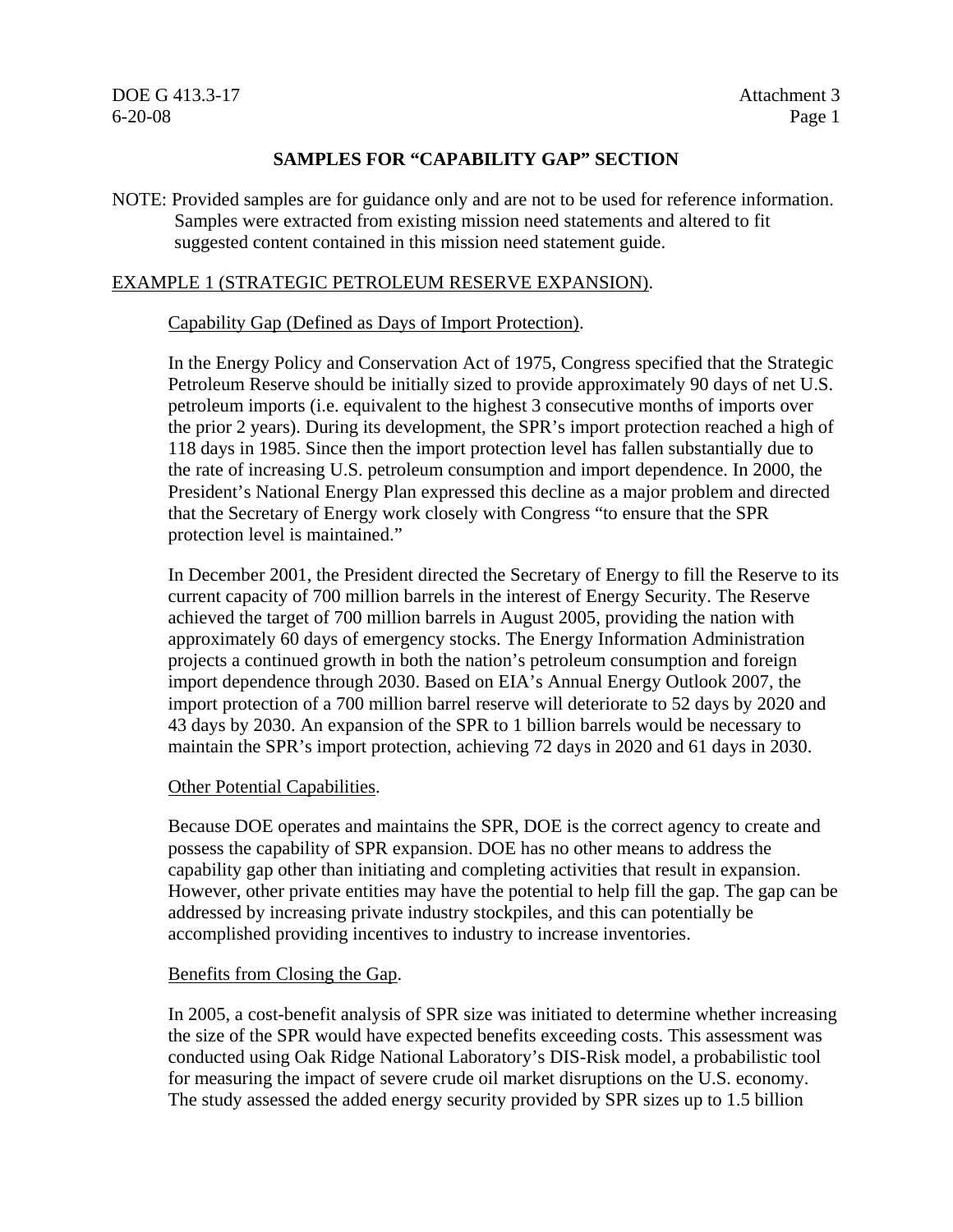## SAMPLES FOR "CAPABILITY GAP" SECTION

NOTE: Provided samples are for guidance only and are not to be used for reference information. Samples were extracted from existing mission need statements and altered to fit suggested content contained in this mission need statement guide.

### EXAMPLE 1 (STRATEGIC PETROLEUM RESERVE EXPANSION).

#### Capability Gap (Defined as Days of Import Protection).

In the Energy Policy and Conservation Act of 1975, Congress specified that the Strategic Petroleum Reserve should be initially sized to provide approximately 90 days of net U.S. petroleum imports (i.e. equivalent to the highest 3 consecutive months of imports over the prior 2 years). During its development, the SPR's import protection reached a high of 118 days in 1985. Since then the import protection level has fallen substantially due to the rate of increasing U.S. petroleum consumption and import dependence. In 2000, the President's National Energy Plan expressed this decline as a major problem and directed that the Secretary of Energy work closely with Congress "to ensure that the SPR protection level is maintained."

In December 2001, the President directed the Secretary of Energy to fill the Reserve to its current capacity of 700 million barrels in the interest of Energy Security. The Reserve achieved the target of 700 million barrels in August 2005, providing the nation with approximately 60 days of emergency stocks. The Energy Information Administration projects a continued growth in both the nation's petroleum consumption and foreign import dependence through 2030. Based on EIA's Annual Energy Outlook 2007, the import protection of a 700 million barrel reserve will deteriorate to 52 days by 2020 and 43 days by 2030. An expansion of the SPR to 1 billion barrels would be necessary to maintain the SPR's import protection, achieving 72 days in 2020 and 61 days in 2030.

#### Other Potential Capabilities.

Because DOE operates and maintains the SPR, DOE is the correct agency to create and possess the capability of SPR expansion. DOE has no other means to address the capability gap other than initiating and completing activities that result in expansion. However, other private entities may have the potential to help fill the gap. The gap can be addressed by increasing private industry stockpiles, and this can potentially be accomplished providing incentives to industry to increase inventories.

#### Benefits from Closing the Gap.

In 2005, a cost-benefit analysis of SPR size was initiated to determine whether increasing the size of the SPR would have expected benefits exceeding costs. This assessment was conducted using Oak Ridge National Laboratory's DIS-Risk model, a probabilistic tool for measuring the impact of severe crude oil market disruptions on the U.S. economy. The study assessed the added energy security provided by SPR sizes up to 1.5 billion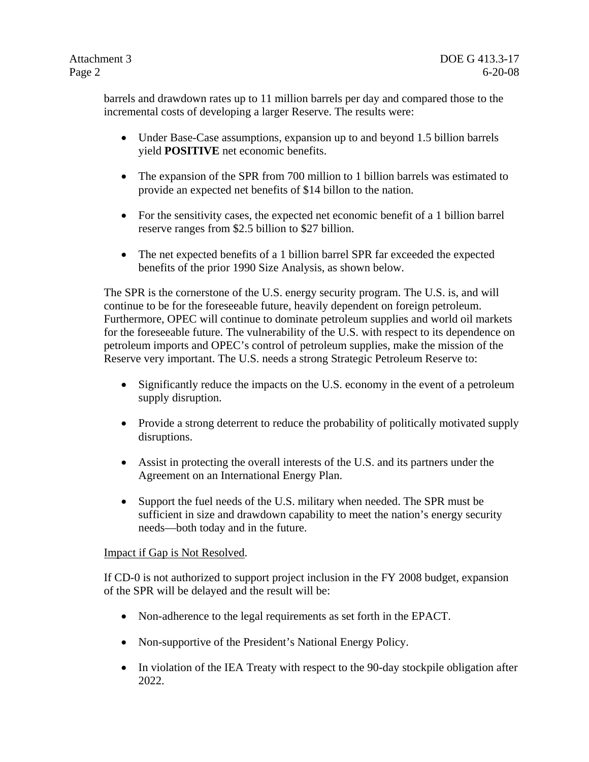barrels and drawdown rates up to 11 million barrels per day and compared those to the incremental costs of developing a larger Reserve. The results were:

- Under Base-Case assumptions, expansion up to and beyond 1.5 billion barrels yield **POSITIVE** net economic benefits.
- The expansion of the SPR from 700 million to 1 billion barrels was estimated to provide an expected net benefits of $14 billon to the nation.
- For the sensitivity cases, the expected net economic benefit of a 1 billion barrel reserve ranges from $2.5 billion to $27 billion.
- The net expected benefits of a 1 billion barrel SPR far exceeded the expected benefits of the prior 1990 Size Analysis, as shown below.

The SPR is the cornerstone of the U.S. energy security program. The U.S. is, and will continue to be for the foreseeable future, heavily dependent on foreign petroleum. Furthermore, OPEC will continue to dominate petroleum supplies and world oil markets for the foreseeable future. The vulnerability of the U.S. with respect to its dependence on petroleum imports and OPEC's control of petroleum supplies, make the mission of the Reserve very important. The U.S. needs a strong Strategic Petroleum Reserve to:

- Significantly reduce the impacts on the U.S. economy in the event of a petroleum supply disruption.
- Provide a strong deterrent to reduce the probability of politically motivated supply disruptions.
- Assist in protecting the overall interests of the U.S. and its partners under the Agreement on an International Energy Plan.
- Support the fuel needs of the U.S. military when needed. The SPR must be sufficient in size and drawdown capability to meet the nation's energy security needs—both today and in the future.

Impact if Gap is Not Resolved.

If CD-0 is not authorized to support project inclusion in the FY 2008 budget, expansion of the SPR will be delayed and the result will be:

- Non-adherence to the legal requirements as set forth in the EPACT.
- Non-supportive of the President's National Energy Policy.
- In violation of the IEA Treaty with respect to the 90-day stockpile obligation after 2022.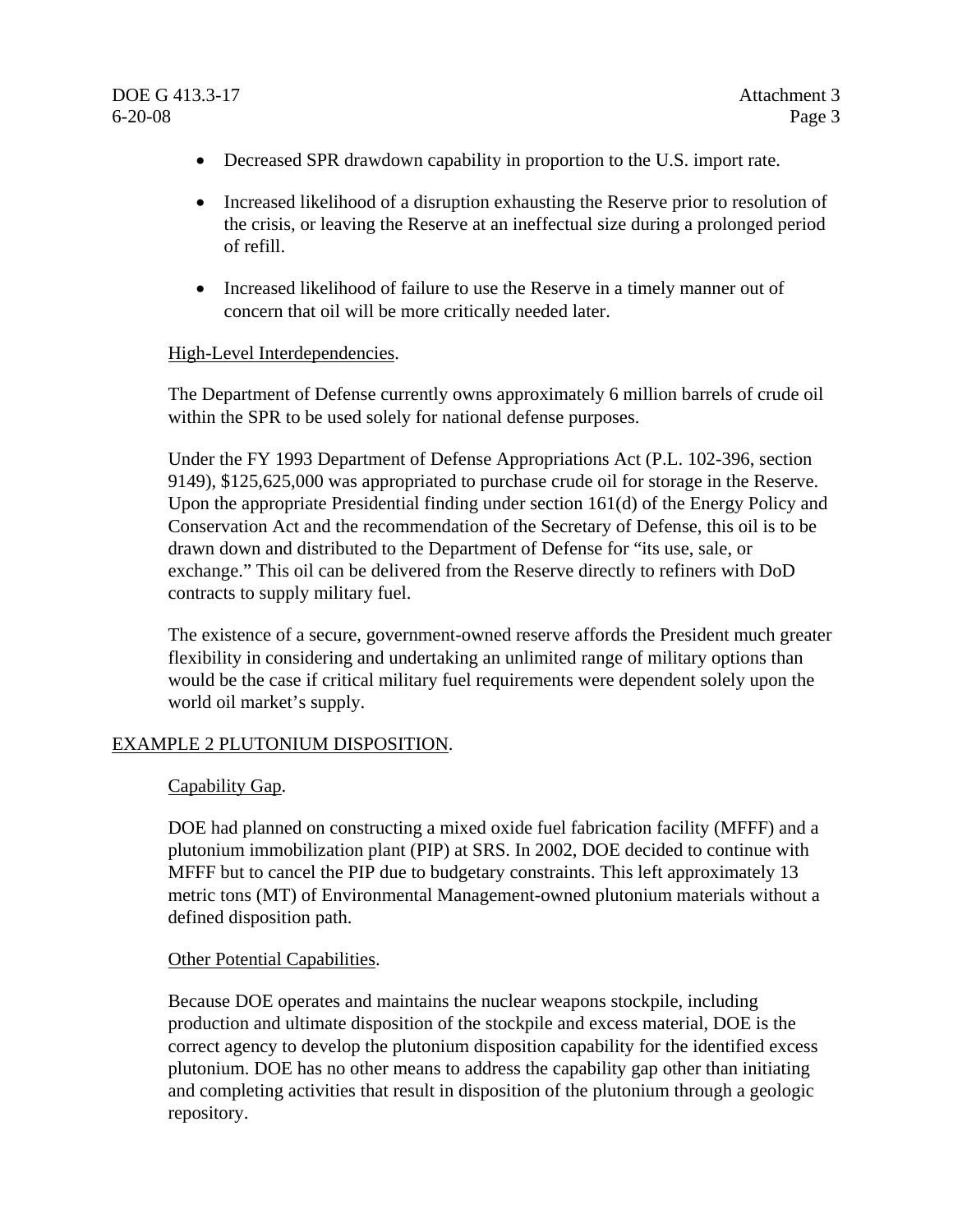- Decreased SPR drawdown capability in proportion to the U.S. import rate.
- Increased likelihood of a disruption exhausting the Reserve prior to resolution of the crisis, or leaving the Reserve at an ineffectual size during a prolonged period of refill.
- Increased likelihood of failure to use the Reserve in a timely manner out of concern that oil will be more critically needed later.

High-Level Interdependencies.

The Department of Defense currently owns approximately 6 million barrels of crude oil within the SPR to be used solely for national defense purposes.

Under the FY 1993 Department of Defense Appropriations Act (P.L. 102-396, section 9149), $125,625,000 was appropriated to purchase crude oil for storage in the Reserve. Upon the appropriate Presidential finding under section 161(d) of the Energy Policy and Conservation Act and the recommendation of the Secretary of Defense, this oil is to be drawn down and distributed to the Department of Defense for "its use, sale, or exchange." This oil can be delivered from the Reserve directly to refiners with DoD contracts to supply military fuel.

The existence of a secure, government-owned reserve affords the President much greater flexibility in considering and undertaking an unlimited range of military options than would be the case if critical military fuel requirements were dependent solely upon the world oil market's supply.

EXAMPLE 2 PLUTONIUM DISPOSITION.

Capability Gap.

DOE had planned on constructing a mixed oxide fuel fabrication facility (MFFF) and a plutonium immobilization plant (PIP) at SRS. In 2002, DOE decided to continue with MFFF but to cancel the PIP due to budgetary constraints. This left approximately 13 metric tons (MT) of Environmental Management-owned plutonium materials without a defined disposition path.

Other Potential Capabilities.

Because DOE operates and maintains the nuclear weapons stockpile, including production and ultimate disposition of the stockpile and excess material, DOE is the correct agency to develop the plutonium disposition capability for the identified excess plutonium. DOE has no other means to address the capability gap other than initiating and completing activities that result in disposition of the plutonium through a geologic repository.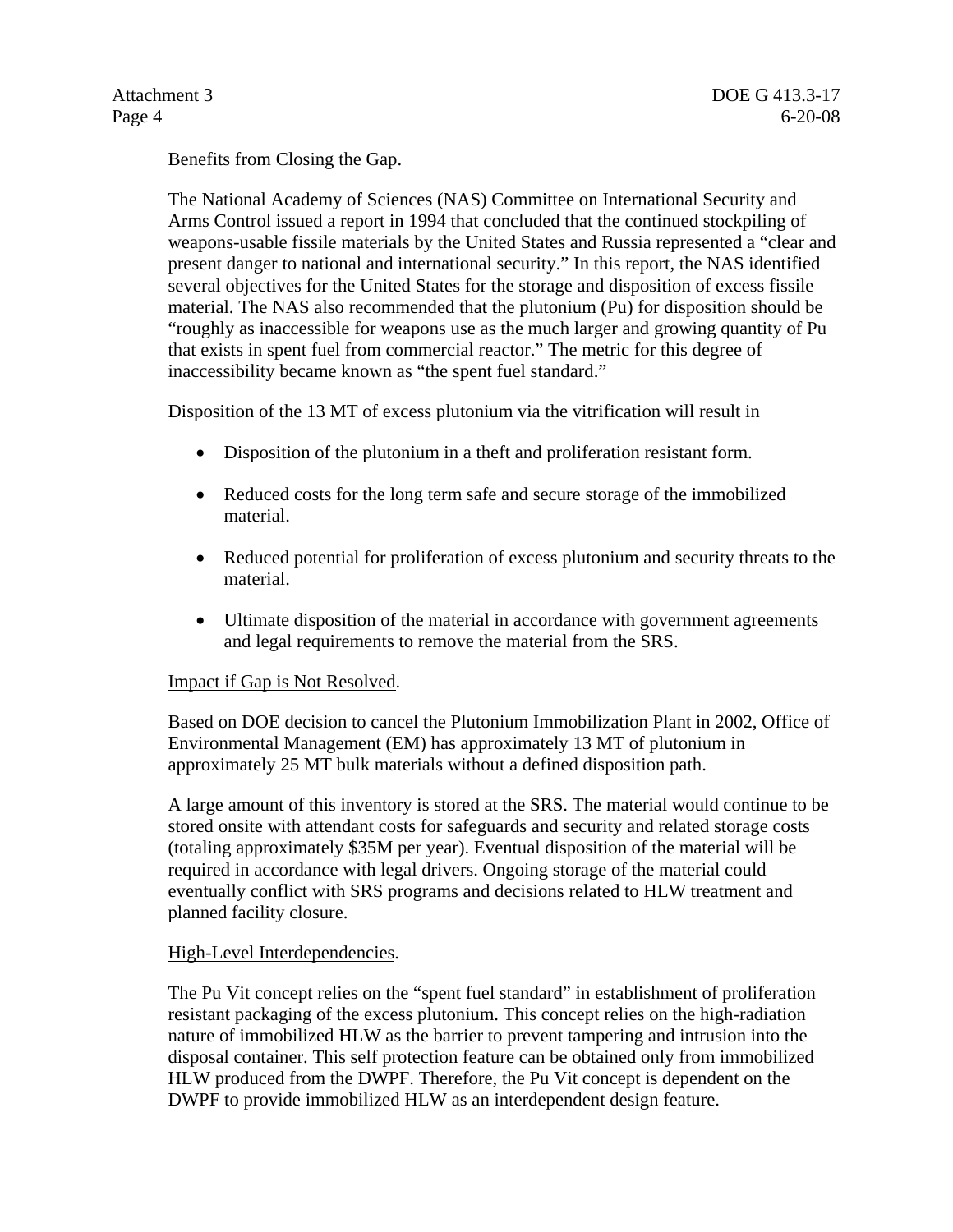Benefits from Closing the Gap.

The National Academy of Sciences (NAS) Committee on International Security and Arms Control issued a report in 1994 that concluded that the continued stockpiling of weapons-usable fissile materials by the United States and Russia represented a "clear and present danger to national and international security." In this report, the NAS identified several objectives for the United States for the storage and disposition of excess fissile material. The NAS also recommended that the plutonium (Pu) for disposition should be "roughly as inaccessible for weapons use as the much larger and growing quantity of Pu that exists in spent fuel from commercial reactor." The metric for this degree of inaccessibility became known as "the spent fuel standard."

Disposition of the 13 MT of excess plutonium via the vitrification will result in

- Disposition of the plutonium in a theft and proliferation resistant form.
- Reduced costs for the long term safe and secure storage of the immobilized material.
- Reduced potential for proliferation of excess plutonium and security threats to the material.
- Ultimate disposition of the material in accordance with government agreements and legal requirements to remove the material from the SRS.

Impact if Gap is Not Resolved.

Based on DOE decision to cancel the Plutonium Immobilization Plant in 2002, Office of Environmental Management (EM) has approximately 13 MT of plutonium in approximately 25 MT bulk materials without a defined disposition path.

A large amount of this inventory is stored at the SRS. The material would continue to be stored onsite with attendant costs for safeguards and security and related storage costs (totaling approximately $35M per year). Eventual disposition of the material will be required in accordance with legal drivers. Ongoing storage of the material could eventually conflict with SRS programs and decisions related to HLW treatment and planned facility closure.

High-Level Interdependencies.

The Pu Vit concept relies on the "spent fuel standard" in establishment of proliferation resistant packaging of the excess plutonium. This concept relies on the high-radiation nature of immobilized HLW as the barrier to prevent tampering and intrusion into the disposal container. This self protection feature can be obtained only from immobilized HLW produced from the DWPF. Therefore, the Pu Vit concept is dependent on the DWPF to provide immobilized HLW as an interdependent design feature.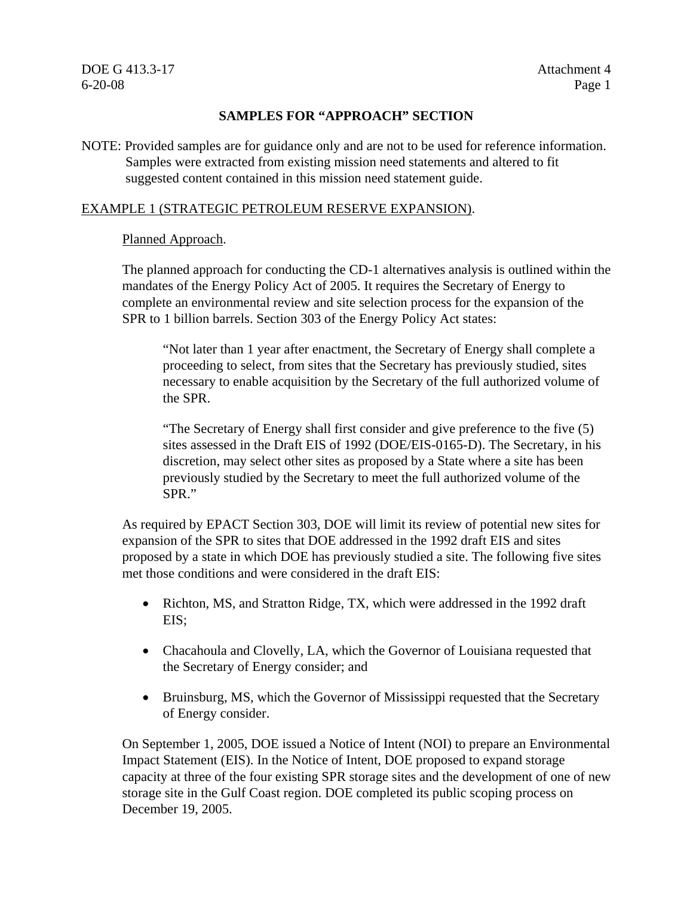## SAMPLES FOR "APPROACH" SECTION

NOTE: Provided samples are for guidance only and are not to be used for reference information. Samples were extracted from existing mission need statements and altered to fit suggested content contained in this mission need statement guide.

EXAMPLE 1 (STRATEGIC PETROLEUM RESERVE EXPANSION).

Planned Approach.

The planned approach for conducting the CD-1 alternatives analysis is outlined within the mandates of the Energy Policy Act of 2005. It requires the Secretary of Energy to complete an environmental review and site selection process for the expansion of the SPR to 1 billion barrels. Section 303 of the Energy Policy Act states:

> "Not later than 1 year after enactment, the Secretary of Energy shall complete a proceeding to select, from sites that the Secretary has previously studied, sites necessary to enable acquisition by the Secretary of the full authorized volume of the SPR.
>
> "The Secretary of Energy shall first consider and give preference to the five (5) sites assessed in the Draft EIS of 1992 (DOE/EIS-0165-D). The Secretary, in his discretion, may select other sites as proposed by a State where a site has been previously studied by the Secretary to meet the full authorized volume of the SPR."

As required by EPACT Section 303, DOE will limit its review of potential new sites for expansion of the SPR to sites that DOE addressed in the 1992 draft EIS and sites proposed by a state in which DOE has previously studied a site. The following five sites met those conditions and were considered in the draft EIS:

- Richton, MS, and Stratton Ridge, TX, which were addressed in the 1992 draft EIS;
- Chacahoula and Clovelly, LA, which the Governor of Louisiana requested that the Secretary of Energy consider; and
- Bruinsburg, MS, which the Governor of Mississippi requested that the Secretary of Energy consider.

On September 1, 2005, DOE issued a Notice of Intent (NOI) to prepare an Environmental Impact Statement (EIS). In the Notice of Intent, DOE proposed to expand storage capacity at three of the four existing SPR storage sites and the development of one of new storage site in the Gulf Coast region. DOE completed its public scoping process on December 19, 2005.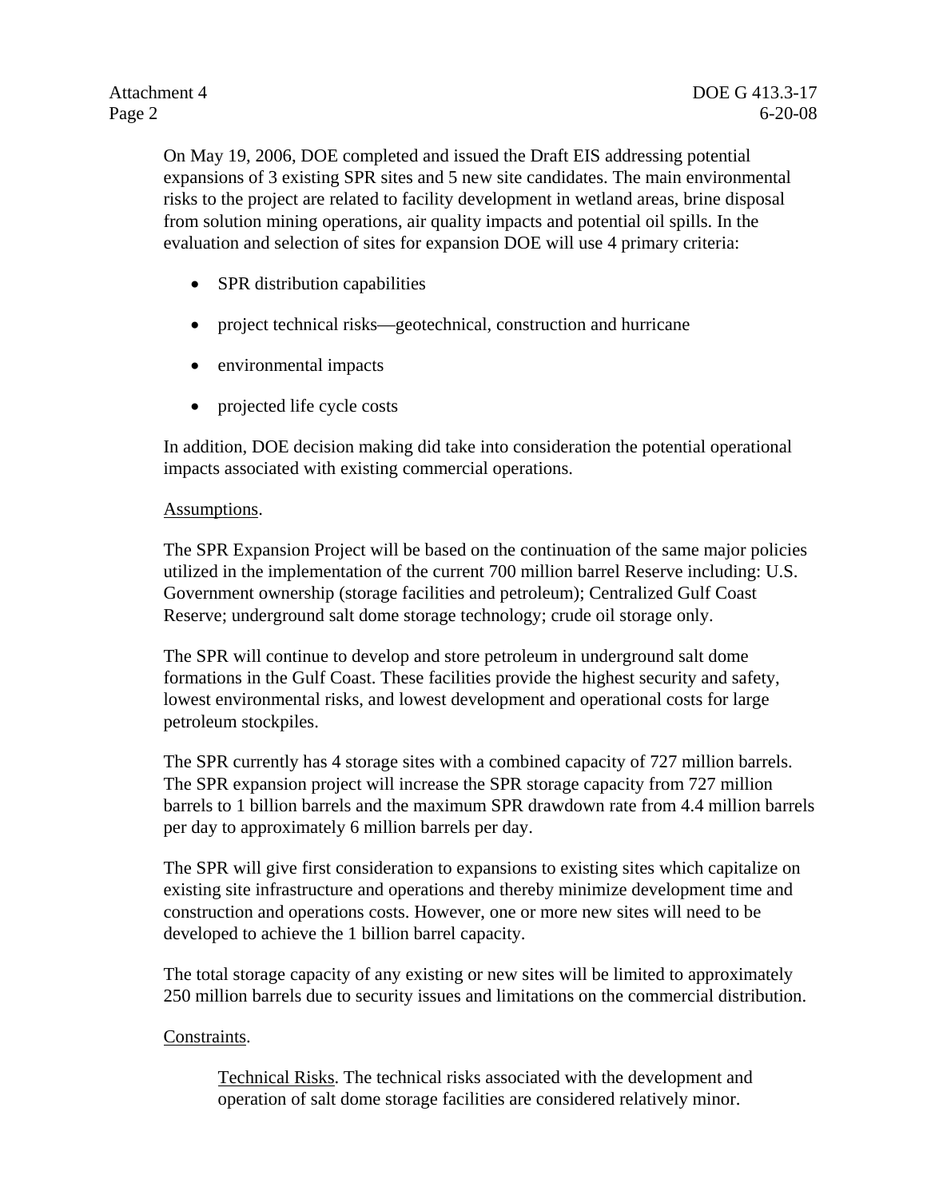On May 19, 2006, DOE completed and issued the Draft EIS addressing potential expansions of 3 existing SPR sites and 5 new site candidates. The main environmental risks to the project are related to facility development in wetland areas, brine disposal from solution mining operations, air quality impacts and potential oil spills. In the evaluation and selection of sites for expansion DOE will use 4 primary criteria:

- SPR distribution capabilities
- project technical risks—geotechnical, construction and hurricane
- environmental impacts
- projected life cycle costs

In addition, DOE decision making did take into consideration the potential operational impacts associated with existing commercial operations.

Assumptions.

The SPR Expansion Project will be based on the continuation of the same major policies utilized in the implementation of the current 700 million barrel Reserve including: U.S. Government ownership (storage facilities and petroleum); Centralized Gulf Coast Reserve; underground salt dome storage technology; crude oil storage only.

The SPR will continue to develop and store petroleum in underground salt dome formations in the Gulf Coast. These facilities provide the highest security and safety, lowest environmental risks, and lowest development and operational costs for large petroleum stockpiles.

The SPR currently has 4 storage sites with a combined capacity of 727 million barrels. The SPR expansion project will increase the SPR storage capacity from 727 million barrels to 1 billion barrels and the maximum SPR drawdown rate from 4.4 million barrels per day to approximately 6 million barrels per day.

The SPR will give first consideration to expansions to existing sites which capitalize on existing site infrastructure and operations and thereby minimize development time and construction and operations costs. However, one or more new sites will need to be developed to achieve the 1 billion barrel capacity.

The total storage capacity of any existing or new sites will be limited to approximately 250 million barrels due to security issues and limitations on the commercial distribution.

Constraints.

Technical Risks. The technical risks associated with the development and operation of salt dome storage facilities are considered relatively minor.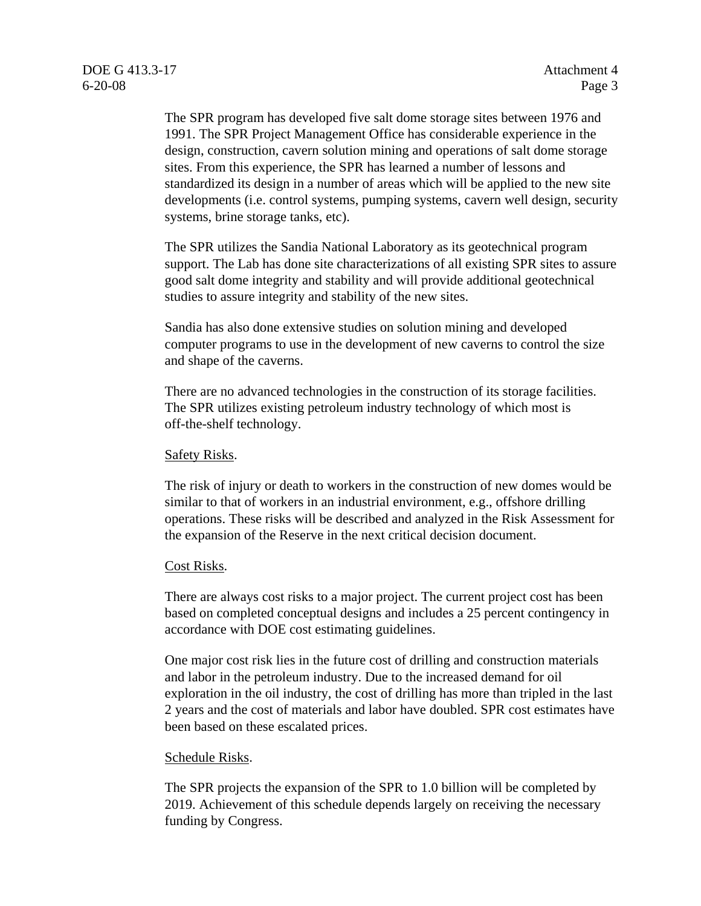The SPR program has developed five salt dome storage sites between 1976 and 1991. The SPR Project Management Office has considerable experience in the design, construction, cavern solution mining and operations of salt dome storage sites. From this experience, the SPR has learned a number of lessons and standardized its design in a number of areas which will be applied to the new site developments (i.e. control systems, pumping systems, cavern well design, security systems, brine storage tanks, etc).

The SPR utilizes the Sandia National Laboratory as its geotechnical program support. The Lab has done site characterizations of all existing SPR sites to assure good salt dome integrity and stability and will provide additional geotechnical studies to assure integrity and stability of the new sites.

Sandia has also done extensive studies on solution mining and developed computer programs to use in the development of new caverns to control the size and shape of the caverns.

There are no advanced technologies in the construction of its storage facilities. The SPR utilizes existing petroleum industry technology of which most is off-the-shelf technology.

Safety Risks.

The risk of injury or death to workers in the construction of new domes would be similar to that of workers in an industrial environment, e.g., offshore drilling operations. These risks will be described and analyzed in the Risk Assessment for the expansion of the Reserve in the next critical decision document.

Cost Risks.

There are always cost risks to a major project. The current project cost has been based on completed conceptual designs and includes a 25 percent contingency in accordance with DOE cost estimating guidelines.

One major cost risk lies in the future cost of drilling and construction materials and labor in the petroleum industry. Due to the increased demand for oil exploration in the oil industry, the cost of drilling has more than tripled in the last 2 years and the cost of materials and labor have doubled. SPR cost estimates have been based on these escalated prices.

Schedule Risks.

The SPR projects the expansion of the SPR to 1.0 billion will be completed by 2019. Achievement of this schedule depends largely on receiving the necessary funding by Congress.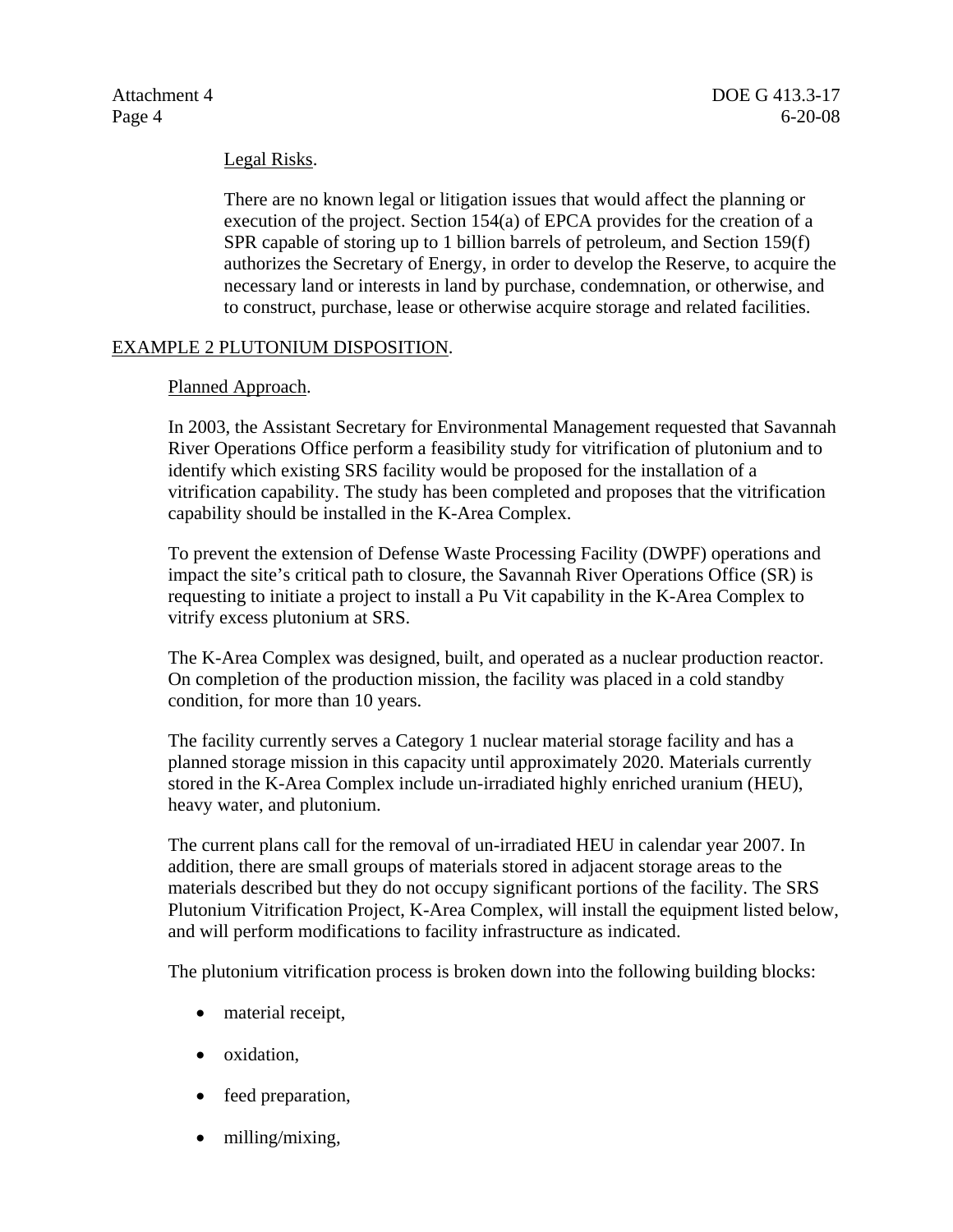Legal Risks.

There are no known legal or litigation issues that would affect the planning or execution of the project. Section 154(a) of EPCA provides for the creation of a SPR capable of storing up to 1 billion barrels of petroleum, and Section 159(f) authorizes the Secretary of Energy, in order to develop the Reserve, to acquire the necessary land or interests in land by purchase, condemnation, or otherwise, and to construct, purchase, lease or otherwise acquire storage and related facilities.

EXAMPLE 2 PLUTONIUM DISPOSITION.

Planned Approach.

In 2003, the Assistant Secretary for Environmental Management requested that Savannah River Operations Office perform a feasibility study for vitrification of plutonium and to identify which existing SRS facility would be proposed for the installation of a vitrification capability. The study has been completed and proposes that the vitrification capability should be installed in the K-Area Complex.

To prevent the extension of Defense Waste Processing Facility (DWPF) operations and impact the site's critical path to closure, the Savannah River Operations Office (SR) is requesting to initiate a project to install a Pu Vit capability in the K-Area Complex to vitrify excess plutonium at SRS.

The K-Area Complex was designed, built, and operated as a nuclear production reactor. On completion of the production mission, the facility was placed in a cold standby condition, for more than 10 years.

The facility currently serves a Category 1 nuclear material storage facility and has a planned storage mission in this capacity until approximately 2020. Materials currently stored in the K-Area Complex include un-irradiated highly enriched uranium (HEU), heavy water, and plutonium.

The current plans call for the removal of un-irradiated HEU in calendar year 2007. In addition, there are small groups of materials stored in adjacent storage areas to the materials described but they do not occupy significant portions of the facility. The SRS Plutonium Vitrification Project, K-Area Complex, will install the equipment listed below, and will perform modifications to facility infrastructure as indicated.

The plutonium vitrification process is broken down into the following building blocks:

- material receipt,
- oxidation,
- feed preparation,
- milling/mixing,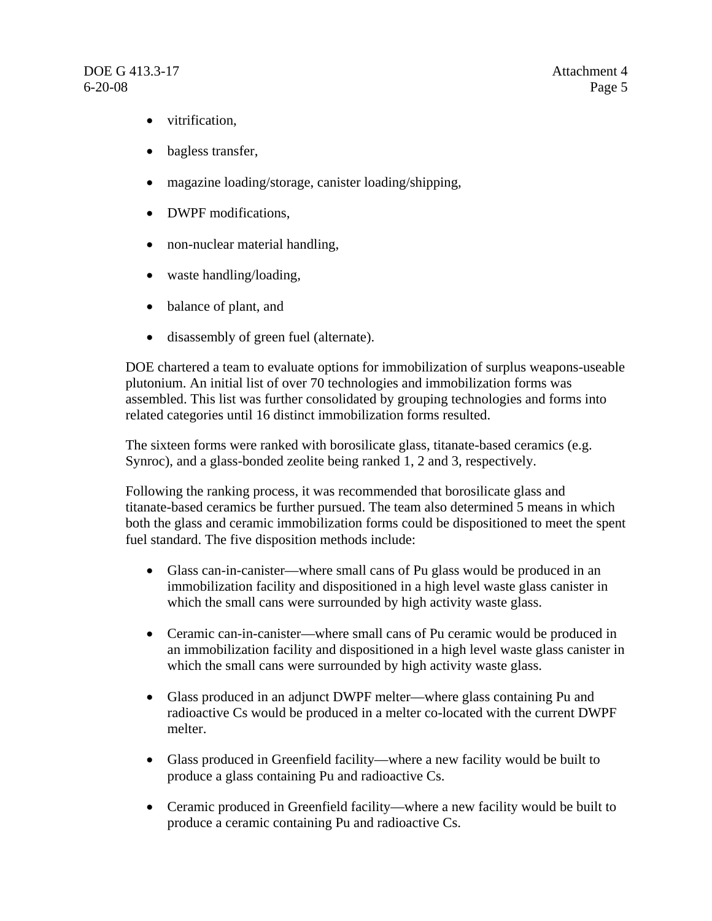- vitrification,
- bagless transfer,
- magazine loading/storage, canister loading/shipping,
- DWPF modifications,
- non-nuclear material handling,
- waste handling/loading,
- balance of plant, and
- disassembly of green fuel (alternate).

DOE chartered a team to evaluate options for immobilization of surplus weapons-useable plutonium. An initial list of over 70 technologies and immobilization forms was assembled. This list was further consolidated by grouping technologies and forms into related categories until 16 distinct immobilization forms resulted.

The sixteen forms were ranked with borosilicate glass, titanate-based ceramics (e.g. Synroc), and a glass-bonded zeolite being ranked 1, 2 and 3, respectively.

Following the ranking process, it was recommended that borosilicate glass and titanate-based ceramics be further pursued. The team also determined 5 means in which both the glass and ceramic immobilization forms could be dispositioned to meet the spent fuel standard. The five disposition methods include:

- Glass can-in-canister—where small cans of Pu glass would be produced in an immobilization facility and dispositioned in a high level waste glass canister in which the small cans were surrounded by high activity waste glass.
- Ceramic can-in-canister—where small cans of Pu ceramic would be produced in an immobilization facility and dispositioned in a high level waste glass canister in which the small cans were surrounded by high activity waste glass.
- Glass produced in an adjunct DWPF melter—where glass containing Pu and radioactive Cs would be produced in a melter co-located with the current DWPF melter.
- Glass produced in Greenfield facility—where a new facility would be built to produce a glass containing Pu and radioactive Cs.
- Ceramic produced in Greenfield facility—where a new facility would be built to produce a ceramic containing Pu and radioactive Cs.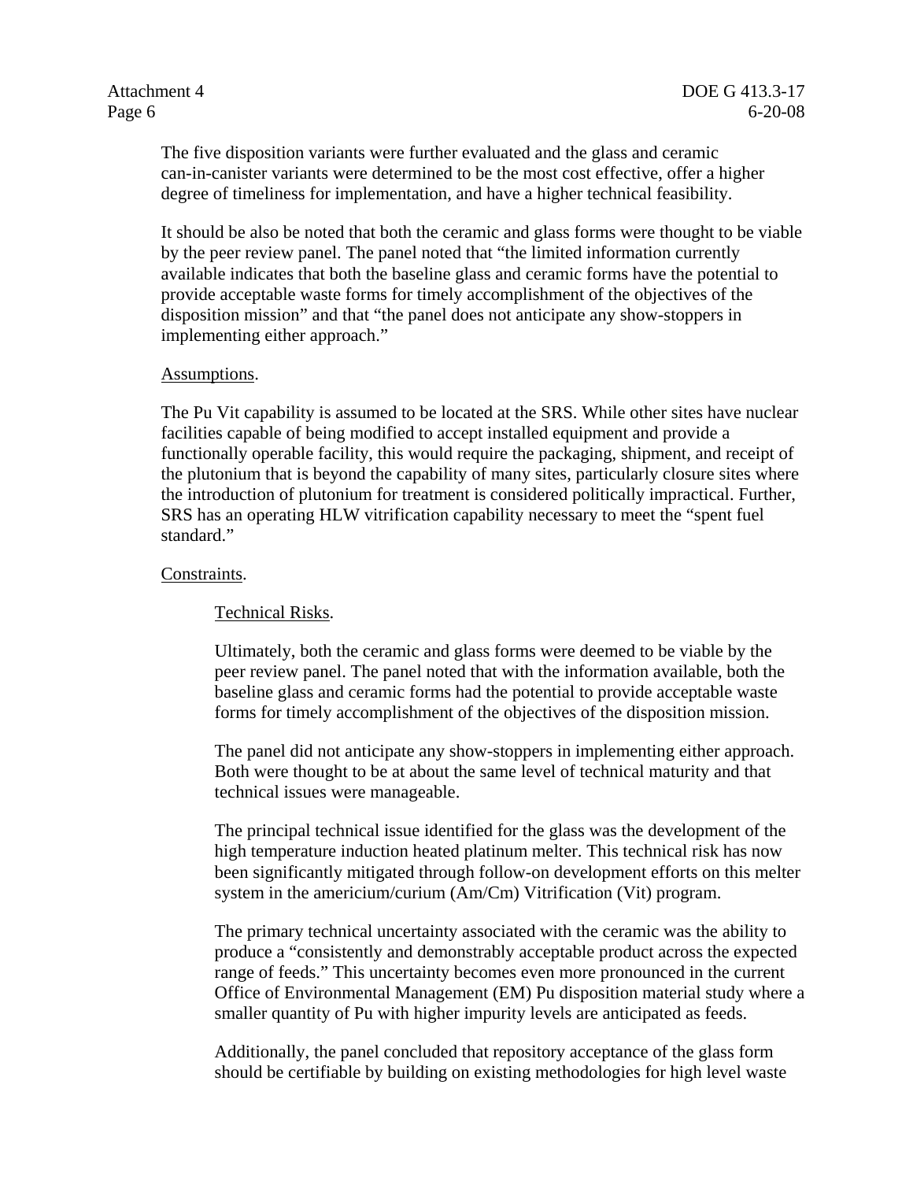The five disposition variants were further evaluated and the glass and ceramic can-in-canister variants were determined to be the most cost effective, offer a higher degree of timeliness for implementation, and have a higher technical feasibility.

It should be also be noted that both the ceramic and glass forms were thought to be viable by the peer review panel. The panel noted that "the limited information currently available indicates that both the baseline glass and ceramic forms have the potential to provide acceptable waste forms for timely accomplishment of the objectives of the disposition mission" and that "the panel does not anticipate any show-stoppers in implementing either approach."

Assumptions.

The Pu Vit capability is assumed to be located at the SRS. While other sites have nuclear facilities capable of being modified to accept installed equipment and provide a functionally operable facility, this would require the packaging, shipment, and receipt of the plutonium that is beyond the capability of many sites, particularly closure sites where the introduction of plutonium for treatment is considered politically impractical. Further, SRS has an operating HLW vitrification capability necessary to meet the "spent fuel standard."

Constraints.

Technical Risks.

Ultimately, both the ceramic and glass forms were deemed to be viable by the peer review panel. The panel noted that with the information available, both the baseline glass and ceramic forms had the potential to provide acceptable waste forms for timely accomplishment of the objectives of the disposition mission.

The panel did not anticipate any show-stoppers in implementing either approach. Both were thought to be at about the same level of technical maturity and that technical issues were manageable.

The principal technical issue identified for the glass was the development of the high temperature induction heated platinum melter. This technical risk has now been significantly mitigated through follow-on development efforts on this melter system in the americium/curium (Am/Cm) Vitrification (Vit) program.

The primary technical uncertainty associated with the ceramic was the ability to produce a "consistently and demonstrably acceptable product across the expected range of feeds." This uncertainty becomes even more pronounced in the current Office of Environmental Management (EM) Pu disposition material study where a smaller quantity of Pu with higher impurity levels are anticipated as feeds.

Additionally, the panel concluded that repository acceptance of the glass form should be certifiable by building on existing methodologies for high level waste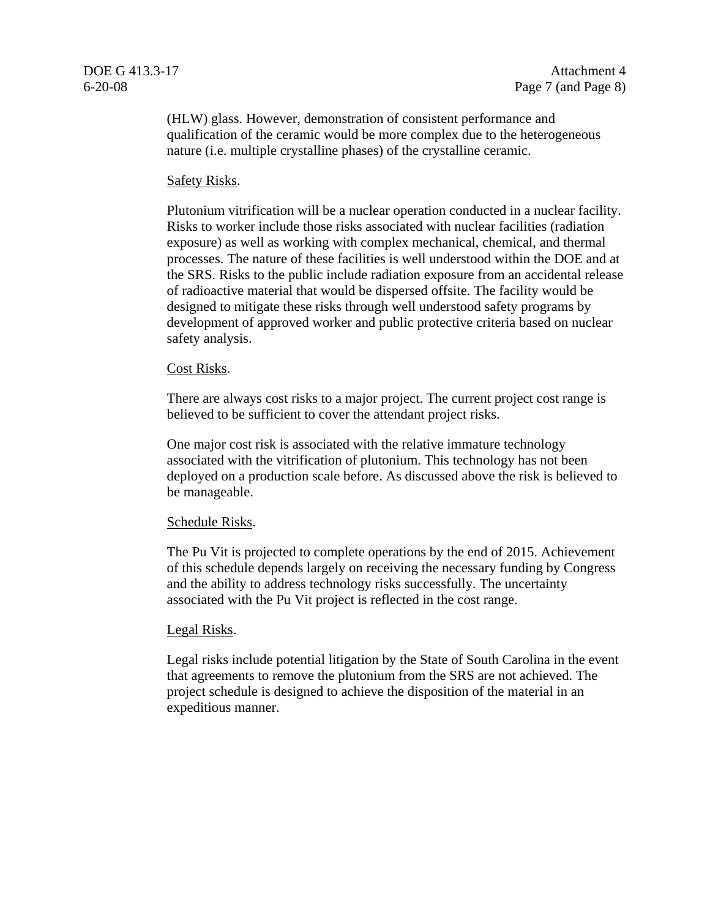(HLW) glass. However, demonstration of consistent performance and qualification of the ceramic would be more complex due to the heterogeneous nature (i.e. multiple crystalline phases) of the crystalline ceramic.

Safety Risks.

Plutonium vitrification will be a nuclear operation conducted in a nuclear facility. Risks to worker include those risks associated with nuclear facilities (radiation exposure) as well as working with complex mechanical, chemical, and thermal processes. The nature of these facilities is well understood within the DOE and at the SRS. Risks to the public include radiation exposure from an accidental release of radioactive material that would be dispersed offsite. The facility would be designed to mitigate these risks through well understood safety programs by development of approved worker and public protective criteria based on nuclear safety analysis.

Cost Risks.

There are always cost risks to a major project. The current project cost range is believed to be sufficient to cover the attendant project risks.

One major cost risk is associated with the relative immature technology associated with the vitrification of plutonium. This technology has not been deployed on a production scale before. As discussed above the risk is believed to be manageable.

Schedule Risks.

The Pu Vit is projected to complete operations by the end of 2015. Achievement of this schedule depends largely on receiving the necessary funding by Congress and the ability to address technology risks successfully. The uncertainty associated with the Pu Vit project is reflected in the cost range.

Legal Risks.

Legal risks include potential litigation by the State of South Carolina in the event that agreements to remove the plutonium from the SRS are not achieved. The project schedule is designed to achieve the disposition of the material in an expeditious manner.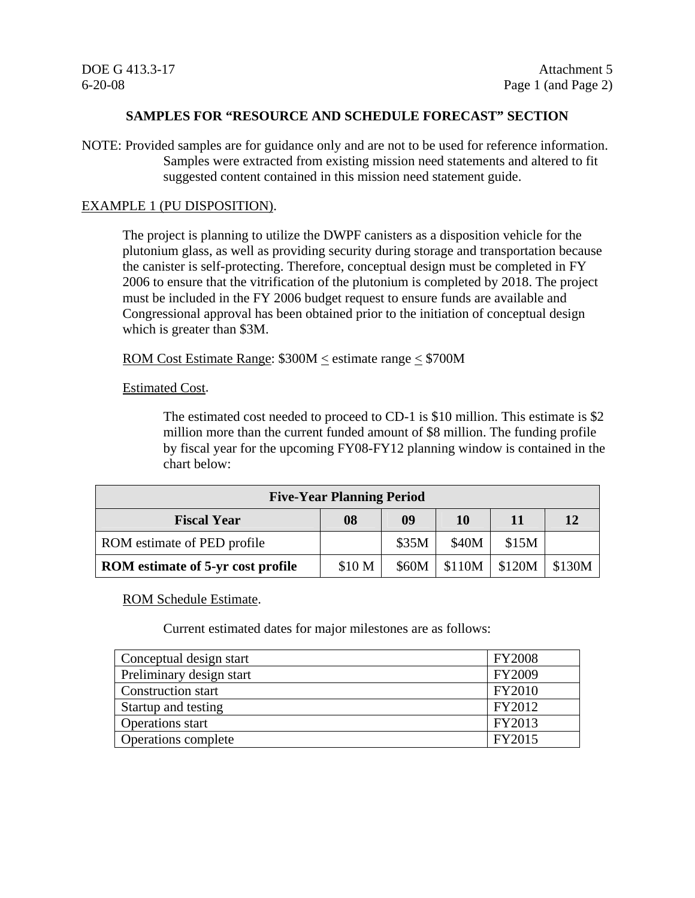## SAMPLES FOR "RESOURCE AND SCHEDULE FORECAST" SECTION

NOTE: Provided samples are for guidance only and are not to be used for reference information. Samples were extracted from existing mission need statements and altered to fit suggested content contained in this mission need statement guide.

EXAMPLE 1 (PU DISPOSITION).

The project is planning to utilize the DWPF canisters as a disposition vehicle for the plutonium glass, as well as providing security during storage and transportation because the canister is self-protecting. Therefore, conceptual design must be completed in FY 2006 to ensure that the vitrification of the plutonium is completed by 2018. The project must be included in the FY 2006 budget request to ensure funds are available and Congressional approval has been obtained prior to the initiation of conceptual design which is greater than $3M.

ROM Cost Estimate Range: $300M ≤ estimate range ≤ $700M

Estimated Cost.

The estimated cost needed to proceed to CD-1 is $10 million. This estimate is $2 million more than the current funded amount of $8 million. The funding profile by fiscal year for the upcoming FY08-FY12 planning window is contained in the chart below:

| Five-Year Planning Period | | | | | |
|---|---|---|---|---|---|
| **Fiscal Year** | **08** | **09** | **10** | **11** | **12** |
| ROM estimate of PED profile | | $35M | $40M | $15M | |
| **ROM estimate of 5-yr cost profile** | $10 M | $60M | $110M | $120M | $130M |

ROM Schedule Estimate.

Current estimated dates for major milestones are as follows:

| | |
|---|---|
| Conceptual design start | FY2008 |
| Preliminary design start | FY2009 |
| Construction start | FY2010 |
| Startup and testing | FY2012 |
| Operations start | FY2013 |
| Operations complete | FY2015 |